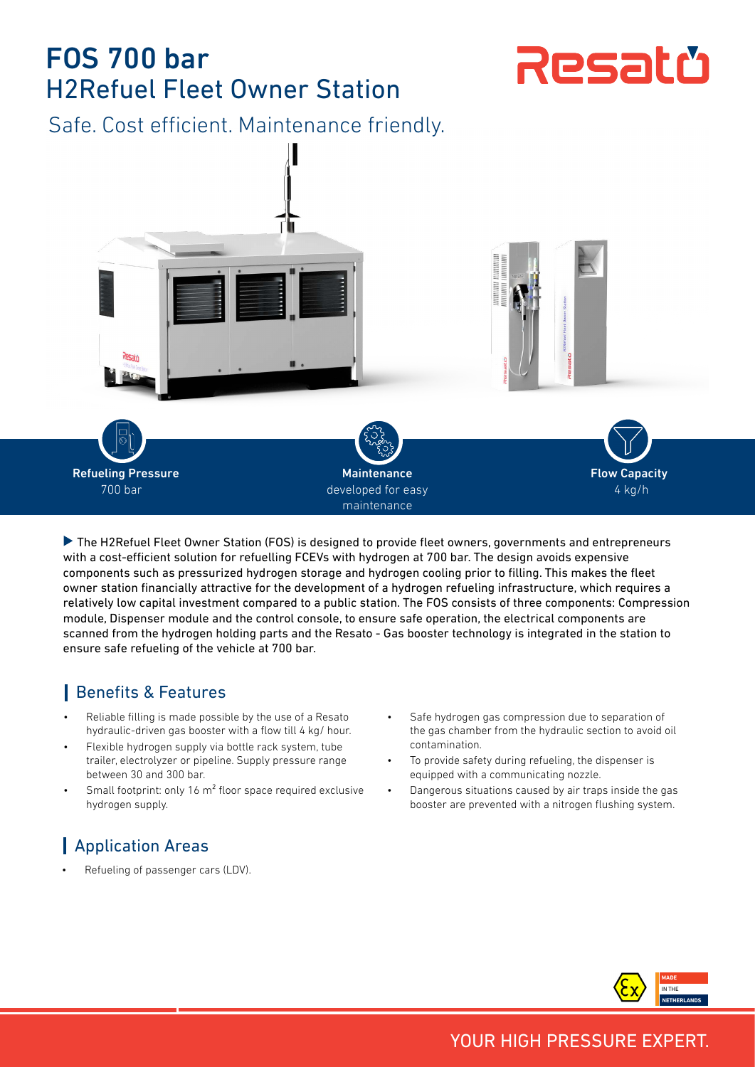# FOS 700 bar
## H2Refuel Fleet Owner Station

Resato

Safe. Cost efficient. Maintenance friendly.

**Refueling Pressure**
700 bar

**Maintenance**
developed for easy maintenance

**Flow Capacity**
4 kg/h

▶ The H2Refuel Fleet Owner Station (FOS) is designed to provide fleet owners, governments and entrepreneurs with a cost-efficient solution for refuelling FCEVs with hydrogen at 700 bar. The design avoids expensive components such as pressurized hydrogen storage and hydrogen cooling prior to filling. This makes the fleet owner station financially attractive for the development of a hydrogen refueling infrastructure, which requires a relatively low capital investment compared to a public station. The FOS consists of three components: Compression module, Dispenser module and the control console, to ensure safe operation, the electrical components are scanned from the hydrogen holding parts and the Resato - Gas booster technology is integrated in the station to ensure safe refueling of the vehicle at 700 bar.

## Benefits & Features

- Reliable filling is made possible by the use of a Resato hydraulic-driven gas booster with a flow till 4 kg/ hour.
- Flexible hydrogen supply via bottle rack system, tube trailer, electrolyzer or pipeline. Supply pressure range between 30 and 300 bar.
- Small footprint: only 16 m² floor space required exclusive hydrogen supply.
- Safe hydrogen gas compression due to separation of the gas chamber from the hydraulic section to avoid oil contamination.
- To provide safety during refueling, the dispenser is equipped with a communicating nozzle.
- Dangerous situations caused by air traps inside the gas booster are prevented with a nitrogen flushing system.

## Application Areas

- Refueling of passenger cars (LDV).

MADE IN THE NETHERLANDS

YOUR HIGH PRESSURE EXPERT.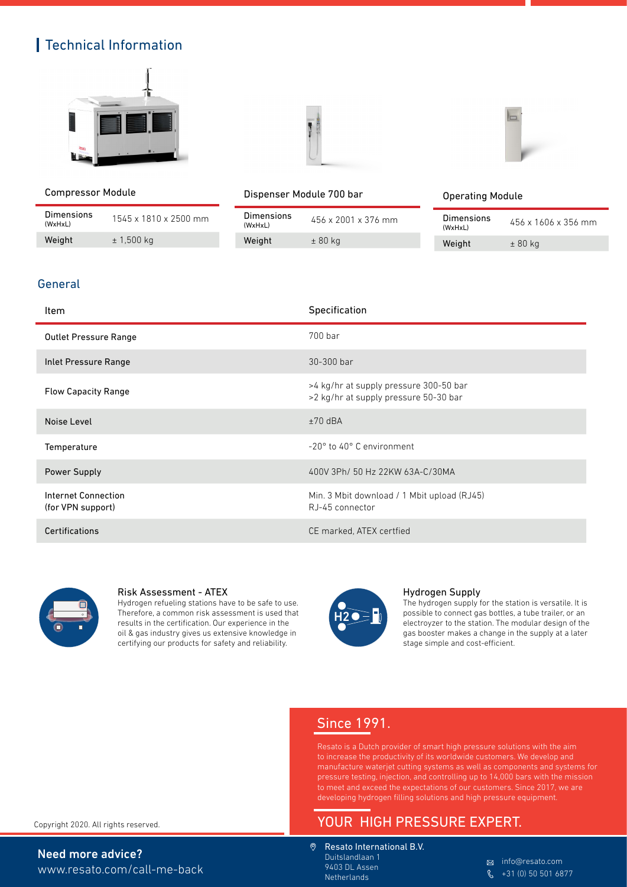## Technical Information

### Compressor Module

| | |
|---|---|
| Dimensions (WxHxL) | 1545 x 1810 x 2500 mm |
| Weight | ± 1,500 kg |

### Dispenser Module 700 bar

| | |
|---|---|
| Dimensions (WxHxL) | 456 x 2001 x 376 mm |
| Weight | ± 80 kg |

### Operating Module

| | |
|---|---|
| Dimensions (WxHxL) | 456 x 1606 x 356 mm |
| Weight | ± 80 kg |

## General

| Item | Specification |
|---|---|
| Outlet Pressure Range | 700 bar |
| Inlet Pressure Range | 30-300 bar |
| Flow Capacity Range | >4 kg/hr at supply pressure 300-50 bar<br>>2 kg/hr at supply pressure 50-30 bar |
| Noise Level | ±70 dBA |
| Temperature | -20° to 40° C environment |
| Power Supply | 400V 3Ph/ 50 Hz 22KW 63A-C/30MA |
| Internet Connection (for VPN support) | Min. 3 Mbit download / 1 Mbit upload (RJ45) RJ-45 connector |
| Certifications | CE marked, ATEX certfied |

### Risk Assessment - ATEX

Hydrogen refueling stations have to be safe to use. Therefore, a common risk assessment is used that results in the certification. Our experience in the oil & gas industry gives us extensive knowledge in certifying our products for safety and reliability.

### Hydrogen Supply

The hydrogen supply for the station is versatile. It is possible to connect gas bottles, a tube trailer, or an electroyzer to the station. The modular design of the gas booster makes a change in the supply at a later stage simple and cost-efficient.

## Since 1991.

Resato is a Dutch provider of smart high pressure solutions with the aim to increase the productivity of its worldwide customers. We develop and manufacture waterjet cutting systems as well as components and systems for pressure testing, injection, and controlling up to 14,000 bars with the mission to meet and exceed the expectations of our customers. Since 2017, we are developing hydrogen filling solutions and high pressure equipment.

## YOUR HIGH PRESSURE EXPERT.

Copyright 2020. All rights reserved.

**Need more advice?**
www.resato.com/call-me-back

Resato International B.V.
Duitslandlaan 1
9403 DL Assen
Netherlands

info@resato.com
+31 (0) 50 501 6877